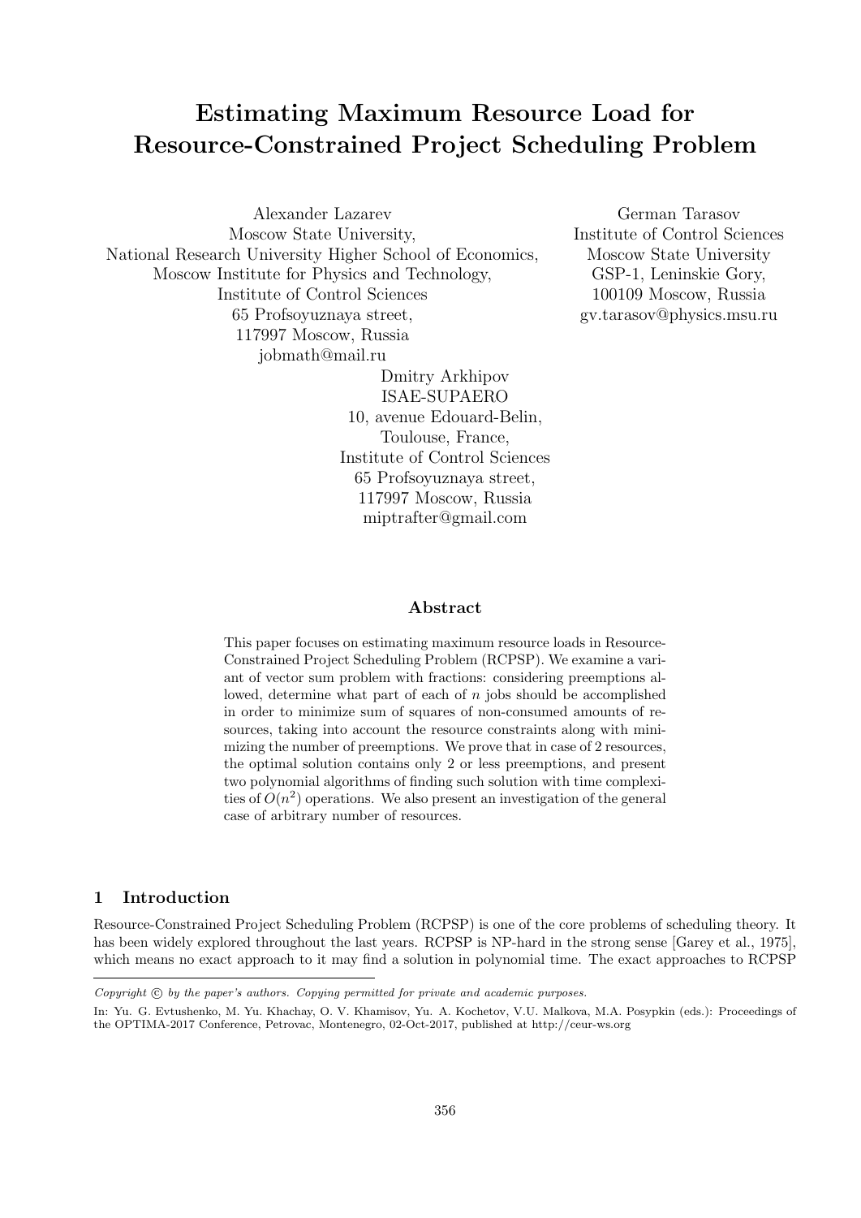# Estimating Maximum Resource Load for Resource-Constrained Project Scheduling Problem

Alexander Lazarev
Moscow State University,
National Research University Higher School of Economics,
Moscow Institute for Physics and Technology,
Institute of Control Sciences
65 Profsoyuznaya street,
117997 Moscow, Russia
jobmath@mail.ru

German Tarasov
Institute of Control Sciences
Moscow State University
GSP-1, Leninskie Gory,
100109 Moscow, Russia
gv.tarasov@physics.msu.ru

Dmitry Arkhipov
ISAE-SUPAERO
10, avenue Edouard-Belin,
Toulouse, France,
Institute of Control Sciences
65 Profsoyuznaya street,
117997 Moscow, Russia
miptrafter@gmail.com

### Abstract

This paper focuses on estimating maximum resource loads in Resource-Constrained Project Scheduling Problem (RCPSP). We examine a variant of vector sum problem with fractions: considering preemptions allowed, determine what part of each of $n$ jobs should be accomplished in order to minimize sum of squares of non-consumed amounts of resources, taking into account the resource constraints along with minimizing the number of preemptions. We prove that in case of 2 resources, the optimal solution contains only 2 or less preemptions, and present two polynomial algorithms of finding such solution with time complexities of $O(n^2)$ operations. We also present an investigation of the general case of arbitrary number of resources.

## 1 Introduction

Resource-Constrained Project Scheduling Problem (RCPSP) is one of the core problems of scheduling theory. It has been widely explored throughout the last years. RCPSP is NP-hard in the strong sense [Garey et al., 1975], which means no exact approach to it may find a solution in polynomial time. The exact approaches to RCPSP

---

*Copyright © by the paper's authors. Copying permitted for private and academic purposes.*

In: Yu. G. Evtushenko, M. Yu. Khachay, O. V. Khamisov, Yu. A. Kochetov, V.U. Malkova, M.A. Posypkin (eds.): Proceedings of the OPTIMA-2017 Conference, Petrovac, Montenegro, 02-Oct-2017, published at http://ceur-ws.org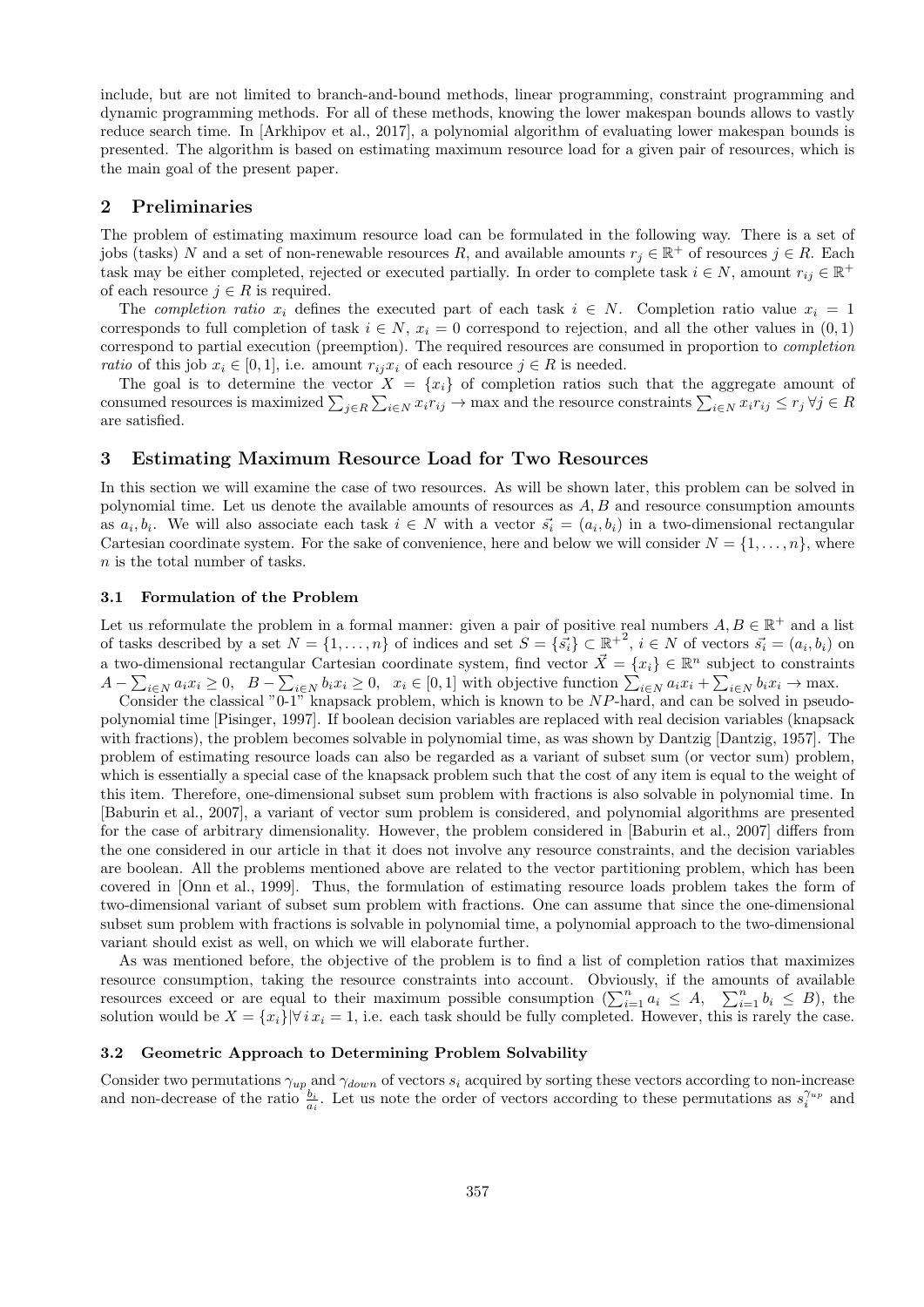include, but are not limited to branch-and-bound methods, linear programming, constraint programming and dynamic programming methods. For all of these methods, knowing the lower makespan bounds allows to vastly reduce search time. In [Arkhipov et al., 2017], a polynomial algorithm of evaluating lower makespan bounds is presented. The algorithm is based on estimating maximum resource load for a given pair of resources, which is the main goal of the present paper.

## 2 Preliminaries

The problem of estimating maximum resource load can be formulated in the following way. There is a set of jobs (tasks) $N$ and a set of non-renewable resources $R$, and available amounts $r_j \in \mathbb{R}^+$ of resources $j \in R$. Each task may be either completed, rejected or executed partially. In order to complete task $i \in N$, amount $r_{ij} \in \mathbb{R}^+$ of each resource $j \in R$ is required.

The *completion ratio* $x_i$ defines the executed part of each task $i \in N$. Completion ratio value $x_i = 1$ corresponds to full completion of task $i \in N$, $x_i = 0$ correspond to rejection, and all the other values in $(0, 1)$ correspond to partial execution (preemption). The required resources are consumed in proportion to *completion ratio* of this job $x_i \in [0, 1]$, i.e. amount $r_{ij}x_i$ of each resource $j \in R$ is needed.

The goal is to determine the vector $X = \{x_i\}$ of completion ratios such that the aggregate amount of consumed resources is maximized $\sum_{j\in R}\sum_{i\in N} x_i r_{ij} \to \max$ and the resource constraints $\sum_{i\in N} x_i r_{ij} \le r_j \; \forall j \in R$ are satisfied.

## 3 Estimating Maximum Resource Load for Two Resources

In this section we will examine the case of two resources. As will be shown later, this problem can be solved in polynomial time. Let us denote the available amounts of resources as $A, B$ and resource consumption amounts as $a_i, b_i$. We will also associate each task $i \in N$ with a vector $\vec{s_i} = (a_i, b_i)$ in a two-dimensional rectangular Cartesian coordinate system. For the sake of convenience, here and below we will consider $N = \{1, \dots, n\}$, where $n$ is the total number of tasks.

### 3.1 Formulation of the Problem

Let us reformulate the problem in a formal manner: given a pair of positive real numbers $A, B \in \mathbb{R}^+$ and a list of tasks described by a set $N = \{1, \dots, n\}$ of indices and set $S = \{\vec{s_i}\} \subset {\mathbb{R}^+}^2$, $i \in N$ of vectors $\vec{s_i} = (a_i, b_i)$ on a two-dimensional rectangular Cartesian coordinate system, find vector $\vec{X} = \{x_i\} \in \mathbb{R}^n$ subject to constraints $A - \sum_{i\in N} a_i x_i \ge 0$, $B - \sum_{i\in N} b_i x_i \ge 0$, $x_i \in [0, 1]$ with objective function $\sum_{i\in N} a_i x_i + \sum_{i\in N} b_i x_i \to \max$.

Consider the classical "0-1" knapsack problem, which is known to be $NP$-hard, and can be solved in pseudo-polynomial time [Pisinger, 1997]. If boolean decision variables are replaced with real decision variables (knapsack with fractions), the problem becomes solvable in polynomial time, as was shown by Dantzig [Dantzig, 1957]. The problem of estimating resource loads can also be regarded as a variant of subset sum (or vector sum) problem, which is essentially a special case of the knapsack problem such that the cost of any item is equal to the weight of this item. Therefore, one-dimensional subset sum problem with fractions is also solvable in polynomial time. In [Baburin et al., 2007], a variant of vector sum problem is considered, and polynomial algorithms are presented for the case of arbitrary dimensionality. However, the problem considered in [Baburin et al., 2007] differs from the one considered in our article in that it does not involve any resource constraints, and the decision variables are boolean. All the problems mentioned above are related to the vector partitioning problem, which has been covered in [Onn et al., 1999]. Thus, the formulation of estimating resource loads problem takes the form of two-dimensional variant of subset sum problem with fractions. One can assume that since the one-dimensional subset sum problem with fractions is solvable in polynomial time, a polynomial approach to the two-dimensional variant should exist as well, on which we will elaborate further.

As was mentioned before, the objective of the problem is to find a list of completion ratios that maximizes resource consumption, taking the resource constraints into account. Obviously, if the amounts of available resources exceed or are equal to their maximum possible consumption ($\sum_{i=1}^{n} a_i \le A$, $\sum_{i=1}^{n} b_i \le B$), the solution would be $X = \{x_i\} | \forall i \, x_i = 1$, i.e. each task should be fully completed. However, this is rarely the case.

### 3.2 Geometric Approach to Determining Problem Solvability

Consider two permutations $\gamma_{up}$ and $\gamma_{down}$ of vectors $s_i$ acquired by sorting these vectors according to non-increase and non-decrease of the ratio $\frac{b_i}{a_i}$. Let us note the order of vectors according to these permutations as $s_i^{\gamma_{up}}$ and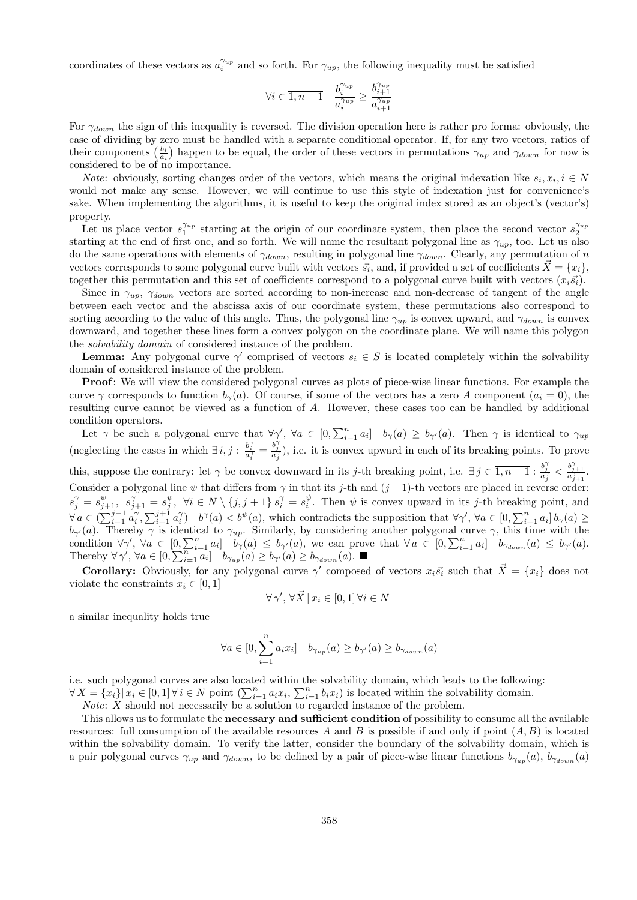coordinates of these vectors as $a_i^{\gamma_{up}}$ and so forth. For $\gamma_{up}$, the following inequality must be satisfied

$$\forall i \in \overline{1, n-1} \quad \frac{b_i^{\gamma_{up}}}{a_i^{\gamma_{up}}} \geq \frac{b_{i+1}^{\gamma_{up}}}{a_{i+1}^{\gamma_{up}}}$$

For $\gamma_{down}$ the sign of this inequality is reversed. The division operation here is rather pro forma: obviously, the case of dividing by zero must be handled with a separate conditional operator. If, for any two vectors, ratios of their components $\left(\frac{b_i}{a_i}\right)$ happen to be equal, the order of these vectors in permutations $\gamma_{up}$ and $\gamma_{down}$ for now is considered to be of no importance.

*Note*: obviously, sorting changes order of the vectors, which means the original indexation like $s_i, x_i, i \in N$ would not make any sense. However, we will continue to use this style of indexation just for convenience's sake. When implementing the algorithms, it is useful to keep the original index stored as an object's (vector's) property.

Let us place vector $s_1^{\gamma_{up}}$ starting at the origin of our coordinate system, then place the second vector $s_2^{\gamma_{up}}$ starting at the end of first one, and so forth. We will name the resultant polygonal line as $\gamma_{up}$, too. Let us also do the same operations with elements of $\gamma_{down}$, resulting in polygonal line $\gamma_{down}$. Clearly, any permutation of $n$ vectors corresponds to some polygonal curve built with vectors $\vec{s_i}$, and, if provided a set of coefficients $\vec{X} = \{x_i\}$, together this permutation and this set of coefficients correspond to a polygonal curve built with vectors $(x_i\vec{s_i})$.

Since in $\gamma_{up}$, $\gamma_{down}$ vectors are sorted according to non-increase and non-decrease of tangent of the angle between each vector and the abscissa axis of our coordinate system, these permutations also correspond to sorting according to the value of this angle. Thus, the polygonal line $\gamma_{up}$ is convex upward, and $\gamma_{down}$ is convex downward, and together these lines form a convex polygon on the coordinate plane. We will name this polygon the *solvability domain* of considered instance of the problem.

**Lemma:** Any polygonal curve $\gamma'$ comprised of vectors $s_i \in S$ is located completely within the solvability domain of considered instance of the problem.

**Proof**: We will view the considered polygonal curves as plots of piece-wise linear functions. For example the curve $\gamma$ corresponds to function $b_\gamma(a)$. Of course, if some of the vectors has a zero $A$ component ($a_i = 0$), the resulting curve cannot be viewed as a function of $A$. However, these cases too can be handled by additional condition operators.

Let $\gamma$ be such a polygonal curve that $\forall \gamma'$, $\forall a \in [0, \sum_{i=1}^n a_i] \quad b_\gamma(a) \geq b_{\gamma'}(a)$. Then $\gamma$ is identical to $\gamma_{up}$ (neglecting the cases in which $\exists i, j : \frac{b_i^\gamma}{a_i^\gamma} = \frac{b_j^\gamma}{a_j^\gamma}$), i.e. it is convex upward in each of its breaking points. To prove this, suppose the contrary: let $\gamma$ be convex downward in its $j$-th breaking point, i.e. $\exists j \in \overline{1, n-1} : \frac{b_j^\gamma}{a_j^\gamma} < \frac{b_{j+1}^\gamma}{a_{j+1}^\gamma}$. Consider a polygonal line $\psi$ that differs from $\gamma$ in that its $j$-th and $(j+1)$-th vectors are placed in reverse order: $s_j^\gamma = s_{j+1}^\psi$, $s_{j+1}^\gamma = s_j^\psi$, $\forall i \in N \setminus \{j, j+1\}$ $s_i^\gamma = s_i^\psi$. Then $\psi$ is convex upward in its $j$-th breaking point, and $\forall a \in (\sum_{i=1}^{j-1} a_i^\gamma, \sum_{i=1}^{j+1} a_i^\gamma) \quad b^\gamma(a) < b^\psi(a)$, which contradicts the supposition that $\forall \gamma', \forall a \in [0, \sum_{i=1}^n a_i]\, b_\gamma(a) \geq b_{\gamma'}(a)$. Thereby $\gamma$ is identical to $\gamma_{up}$. Similarly, by considering another polygonal curve $\gamma$, this time with the condition $\forall \gamma'$, $\forall a \in [0, \sum_{i=1}^n a_i] \quad b_\gamma(a) \leq b_{\gamma'}(a)$, we can prove that $\forall a \in [0, \sum_{i=1}^n a_i] \quad b_{\gamma_{down}}(a) \leq b_{\gamma'}(a)$. Thereby $\forall \gamma', \forall a \in [0, \sum_{i=1}^n a_i] \quad b_{\gamma_{up}}(a) \geq b_{\gamma'}(a) \geq b_{\gamma_{down}}(a)$. ■

**Corollary:** Obviously, for any polygonal curve $\gamma'$ composed of vectors $x_i\vec{s_i}$ such that $\vec{X} = \{x_i\}$ does not violate the constraints $x_i \in [0, 1]$

$$\forall \gamma', \forall \vec{X} \,|\, x_i \in [0, 1] \,\forall i \in N$$

a similar inequality holds true

$$\forall a \in [0, \sum_{i=1}^n a_i x_i] \quad b_{\gamma_{up}}(a) \geq b_{\gamma'}(a) \geq b_{\gamma_{down}}(a)$$

i.e. such polygonal curves are also located within the solvability domain, which leads to the following: $\forall X = \{x_i\} |\, x_i \in [0, 1] \,\forall i \in N$ point $(\sum_{i=1}^n a_i x_i, \sum_{i=1}^n b_i x_i)$ is located within the solvability domain.

*Note*: $X$ should not necessarily be a solution to regarded instance of the problem.

This allows us to formulate the **necessary and sufficient condition** of possibility to consume all the available resources: full consumption of the available resources $A$ and $B$ is possible if and only if point $(A, B)$ is located within the solvability domain. To verify the latter, consider the boundary of the solvability domain, which is a pair polygonal curves $\gamma_{up}$ and $\gamma_{down}$, to be defined by a pair of piece-wise linear functions $b_{\gamma_{up}}(a)$, $b_{\gamma_{down}}(a)$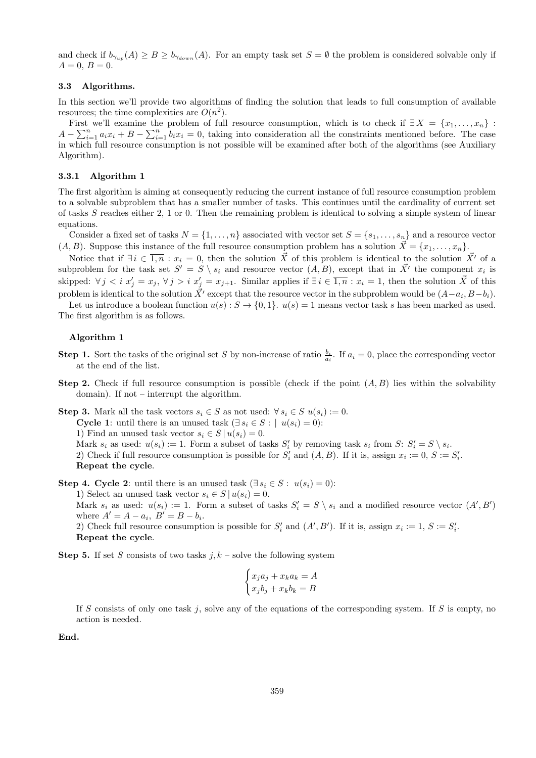and check if $b_{\gamma_{up}}(A) \geq B \geq b_{\gamma_{down}}(A)$. For an empty task set $S = \emptyset$ the problem is considered solvable only if $A = 0,\ B = 0$.

### 3.3 Algorithms.

In this section we'll provide two algorithms of finding the solution that leads to full consumption of available resources; the time complexities are $O(n^2)$.

First we'll examine the problem of full resource consumption, which is to check if $\exists X = \{x_1, \ldots, x_n\}$ : $A - \sum_{i=1}^{n} a_i x_i + B - \sum_{i=1}^{n} b_i x_i = 0$, taking into consideration all the constraints mentioned before. The case in which full resource consumption is not possible will be examined after both of the algorithms (see Auxiliary Algorithm).

#### 3.3.1 Algorithm 1

The first algorithm is aiming at consequently reducing the current instance of full resource consumption problem to a solvable subproblem that has a smaller number of tasks. This continues until the cardinality of current set of tasks $S$ reaches either 2, 1 or 0. Then the remaining problem is identical to solving a simple system of linear equations.

Consider a fixed set of tasks $N = \{1, \ldots, n\}$ associated with vector set $S = \{s_1, \ldots, s_n\}$ and a resource vector $(A, B)$. Suppose this instance of the full resource consumption problem has a solution $\vec{X} = \{x_1, \ldots, x_n\}$.

Notice that if $\exists\, i \in \overline{1,n} : x_i = 0$, then the solution $\vec{X}$ of this problem is identical to the solution $\vec{X'}$ of a subproblem for the task set $S' = S \setminus s_i$ and resource vector $(A, B)$, except that in $\vec{X'}$ the component $x_i$ is skipped: $\forall\, j < i\ x'_j = x_j,\ \forall\, j > i\ x'_j = x_{j+1}$. Similar applies if $\exists\, i \in \overline{1,n} : x_i = 1$, then the solution $\vec{X}$ of this problem is identical to the solution $\vec{X'}$ except that the resource vector in the subproblem would be $(A - a_i, B - b_i)$.

Let us introduce a boolean function $u(s) : S \to \{0, 1\}$. $u(s) = 1$ means vector task $s$ has been marked as used. The first algorithm is as follows.

**Algorithm 1**

**Step 1.** Sort the tasks of the original set $S$ by non-increase of ratio $\frac{b_i}{a_i}$. If $a_i = 0$, place the corresponding vector at the end of the list.

**Step 2.** Check if full resource consumption is possible (check if the point $(A, B)$ lies within the solvability domain). If not – interrupt the algorithm.

**Step 3.** Mark all the task vectors $s_i \in S$ as not used: $\forall\, s_i \in S\ u(s_i) := 0$.
**Cycle 1**: until there is an unused task ($\exists\, s_i \in S : \mid u(s_i) = 0$):
1) Find an unused task vector $s_i \in S \,|\, u(s_i) = 0$.
Mark $s_i$ as used: $u(s_i) := 1$. Form a subset of tasks $S'_i$ by removing task $s_i$ from $S$: $S'_i = S \setminus s_i$.
2) Check if full resource consumption is possible for $S'_i$ and $(A, B)$. If it is, assign $x_i := 0$, $S := S'_i$.
**Repeat the cycle**.

**Step 4. Cycle 2**: until there is an unused task ($\exists\, s_i \in S :\ u(s_i) = 0$):
1) Select an unused task vector $s_i \in S \,|\, u(s_i) = 0$.
Mark $s_i$ as used: $u(s_i) := 1$. Form a subset of tasks $S'_i = S \setminus s_i$ and a modified resource vector $(A', B')$ where $A' = A - a_i$, $B' = B - b_i$.
2) Check full resource consumption is possible for $S'_i$ and $(A', B')$. If it is, assign $x_i := 1$, $S := S'_i$.
**Repeat the cycle**.

**Step 5.** If set $S$ consists of two tasks $j, k$ – solve the following system

$$\begin{cases} x_j a_j + x_k a_k = A \\ x_j b_j + x_k b_k = B \end{cases}$$

If $S$ consists of only one task $j$, solve any of the equations of the corresponding system. If $S$ is empty, no action is needed.

**End.**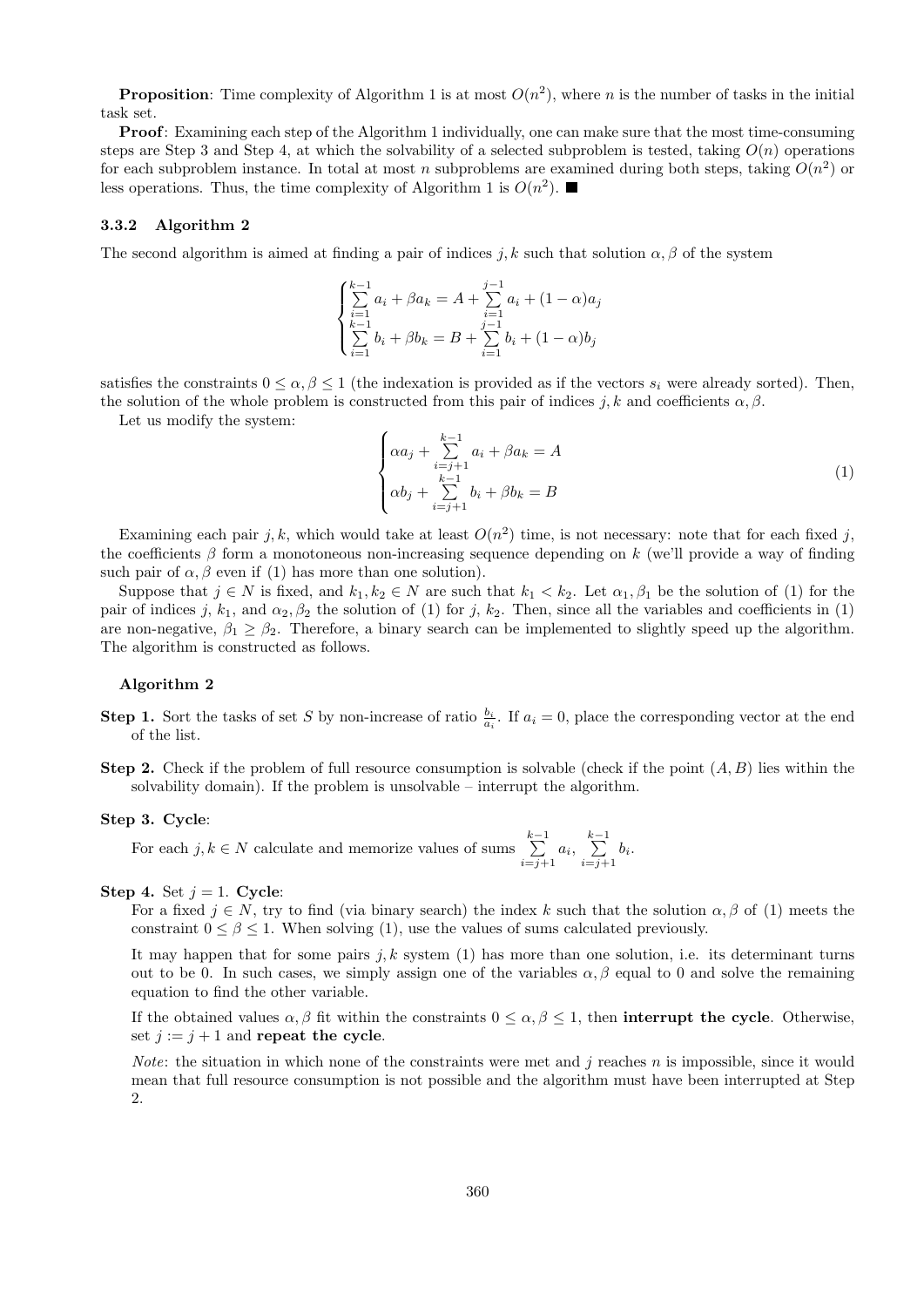**Proposition**: Time complexity of Algorithm 1 is at most $O(n^2)$, where $n$ is the number of tasks in the initial task set.

**Proof**: Examining each step of the Algorithm 1 individually, one can make sure that the most time-consuming steps are Step 3 and Step 4, at which the solvability of a selected subproblem is tested, taking $O(n)$ operations for each subproblem instance. In total at most $n$ subproblems are examined during both steps, taking $O(n^2)$ or less operations. Thus, the time complexity of Algorithm 1 is $O(n^2)$. ■

### 3.3.2 Algorithm 2

The second algorithm is aimed at finding a pair of indices $j, k$ such that solution $\alpha, \beta$ of the system

$$\begin{cases} \sum\limits_{i=1}^{k-1} a_i + \beta a_k = A + \sum\limits_{i=1}^{j-1} a_i + (1-\alpha) a_j \\ \sum\limits_{i=1}^{k-1} b_i + \beta b_k = B + \sum\limits_{i=1}^{j-1} b_i + (1-\alpha) b_j \end{cases}$$

satisfies the constraints $0 \leq \alpha, \beta \leq 1$ (the indexation is provided as if the vectors $s_i$ were already sorted). Then, the solution of the whole problem is constructed from this pair of indices $j, k$ and coefficients $\alpha, \beta$.

Let us modify the system:

$$\begin{cases} \alpha a_j + \sum\limits_{i=j+1}^{k-1} a_i + \beta a_k = A \\ \alpha b_j + \sum\limits_{i=j+1}^{k-1} b_i + \beta b_k = B \end{cases} \tag{1}$$

Examining each pair $j, k$, which would take at least $O(n^2)$ time, is not necessary: note that for each fixed $j$, the coefficients $\beta$ form a monotoneous non-increasing sequence depending on $k$ (we'll provide a way of finding such pair of $\alpha, \beta$ even if (1) has more than one solution).

Suppose that $j \in N$ is fixed, and $k_1, k_2 \in N$ are such that $k_1 < k_2$. Let $\alpha_1, \beta_1$ be the solution of (1) for the pair of indices $j$, $k_1$, and $\alpha_2, \beta_2$ the solution of (1) for $j$, $k_2$. Then, since all the variables and coefficients in (1) are non-negative, $\beta_1 \geq \beta_2$. Therefore, a binary search can be implemented to slightly speed up the algorithm. The algorithm is constructed as follows.

**Algorithm 2**

**Step 1.** Sort the tasks of set $S$ by non-increase of ratio $\frac{b_i}{a_i}$. If $a_i = 0$, place the corresponding vector at the end of the list.

**Step 2.** Check if the problem of full resource consumption is solvable (check if the point $(A, B)$ lies within the solvability domain). If the problem is unsolvable – interrupt the algorithm.

**Step 3. Cycle**:

For each $j, k \in N$ calculate and memorize values of sums $\sum\limits_{i=j+1}^{k-1} a_i$, $\sum\limits_{i=j+1}^{k-1} b_i$.

**Step 4.** Set $j = 1$. **Cycle**:

For a fixed $j \in N$, try to find (via binary search) the index $k$ such that the solution $\alpha, \beta$ of (1) meets the constraint $0 \leq \beta \leq 1$. When solving (1), use the values of sums calculated previously.

It may happen that for some pairs $j, k$ system (1) has more than one solution, i.e. its determinant turns out to be 0. In such cases, we simply assign one of the variables $\alpha, \beta$ equal to 0 and solve the remaining equation to find the other variable.

If the obtained values $\alpha, \beta$ fit within the constraints $0 \leq \alpha, \beta \leq 1$, then **interrupt the cycle**. Otherwise, set $j := j + 1$ and **repeat the cycle**.

*Note*: the situation in which none of the constraints were met and $j$ reaches $n$ is impossible, since it would mean that full resource consumption is not possible and the algorithm must have been interrupted at Step 2.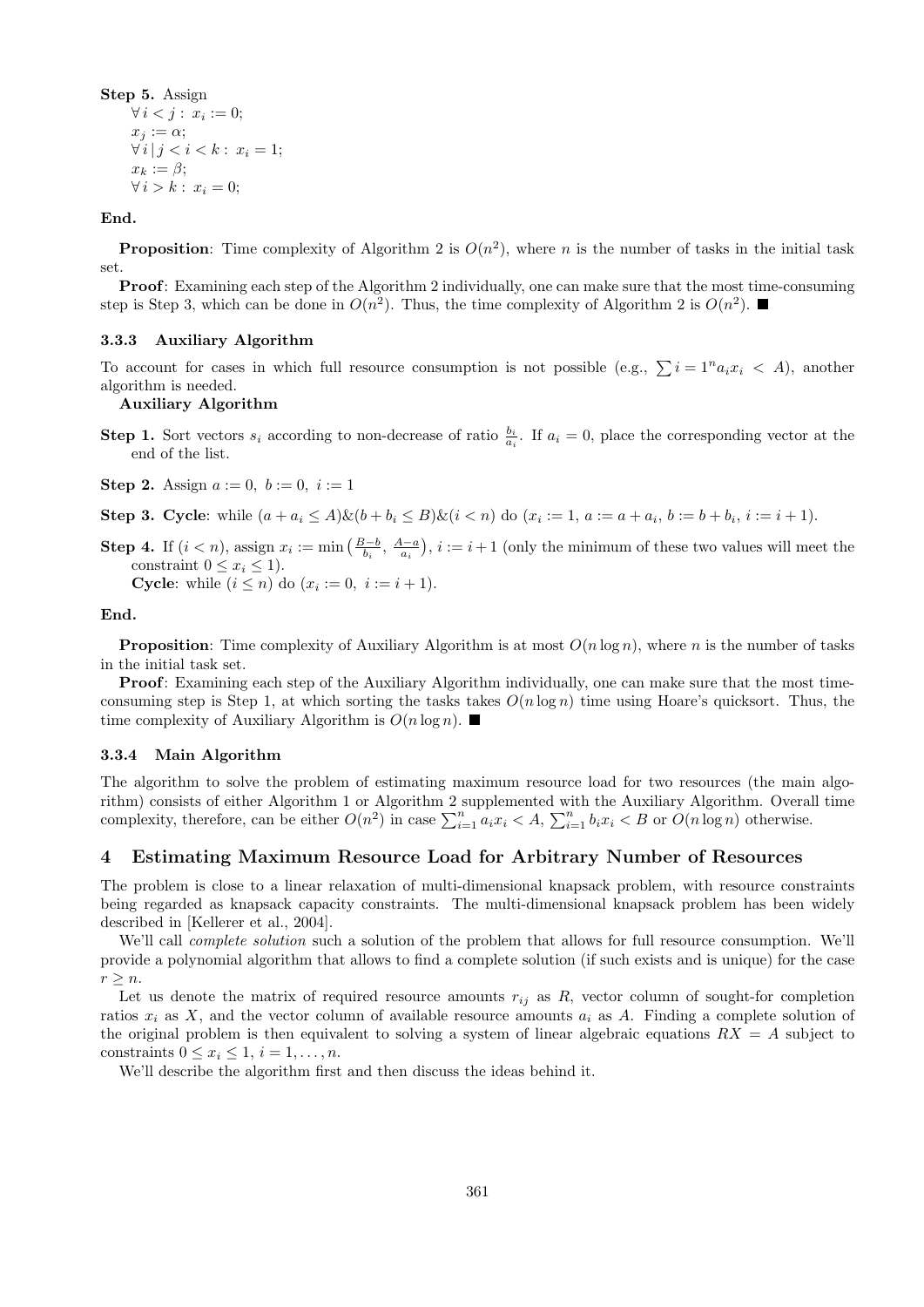**Step 5.** Assign

$\forall\, i < j : \; x_i := 0;$
$x_j := \alpha;$
$\forall\, i \,|\, j < i < k : \; x_i = 1;$
$x_k := \beta;$
$\forall\, i > k : \; x_i = 0;$

**End.**

**Proposition**: Time complexity of Algorithm 2 is $O(n^2)$, where $n$ is the number of tasks in the initial task set.

**Proof**: Examining each step of the Algorithm 2 individually, one can make sure that the most time-consuming step is Step 3, which can be done in $O(n^2)$. Thus, the time complexity of Algorithm 2 is $O(n^2)$. ■

### 3.3.3 Auxiliary Algorithm

To account for cases in which full resource consumption is not possible (e.g., $\sum i = 1^n a_i x_i < A$), another algorithm is needed.

**Auxiliary Algorithm**

**Step 1.** Sort vectors $s_i$ according to non-decrease of ratio $\frac{b_i}{a_i}$. If $a_i = 0$, place the corresponding vector at the end of the list.

**Step 2.** Assign $a := 0, \; b := 0, \; i := 1$

**Step 3. Cycle**: while $(a + a_i \leq A) \& (b + b_i \leq B) \& (i < n)$ do $(x_i := 1, \; a := a + a_i, \; b := b + b_i, \; i := i + 1)$.

**Step 4.** If $(i < n)$, assign $x_i := \min\left(\frac{B-b}{b_i}, \; \frac{A-a}{a_i}\right)$, $i := i + 1$ (only the minimum of these two values will meet the constraint $0 \leq x_i \leq 1$).
**Cycle**: while $(i \leq n)$ do $(x_i := 0, \; i := i + 1)$.

**End.**

**Proposition**: Time complexity of Auxiliary Algorithm is at most $O(n \log n)$, where $n$ is the number of tasks in the initial task set.

**Proof**: Examining each step of the Auxiliary Algorithm individually, one can make sure that the most time-consuming step is Step 1, at which sorting the tasks takes $O(n \log n)$ time using Hoare's quicksort. Thus, the time complexity of Auxiliary Algorithm is $O(n \log n)$. ■

### 3.3.4 Main Algorithm

The algorithm to solve the problem of estimating maximum resource load for two resources (the main algorithm) consists of either Algorithm 1 or Algorithm 2 supplemented with the Auxiliary Algorithm. Overall time complexity, therefore, can be either $O(n^2)$ in case $\sum_{i=1}^{n} a_i x_i < A$, $\sum_{i=1}^{n} b_i x_i < B$ or $O(n \log n)$ otherwise.

## 4 Estimating Maximum Resource Load for Arbitrary Number of Resources

The problem is close to a linear relaxation of multi-dimensional knapsack problem, with resource constraints being regarded as knapsack capacity constraints. The multi-dimensional knapsack problem has been widely described in [Kellerer et al., 2004].

We'll call *complete solution* such a solution of the problem that allows for full resource consumption. We'll provide a polynomial algorithm that allows to find a complete solution (if such exists and is unique) for the case $r \geq n$.

Let us denote the matrix of required resource amounts $r_{ij}$ as $R$, vector column of sought-for completion ratios $x_i$ as $X$, and the vector column of available resource amounts $a_i$ as $A$. Finding a complete solution of the original problem is then equivalent to solving a system of linear algebraic equations $RX = A$ subject to constraints $0 \leq x_i \leq 1$, $i = 1, \ldots, n$.

We'll describe the algorithm first and then discuss the ideas behind it.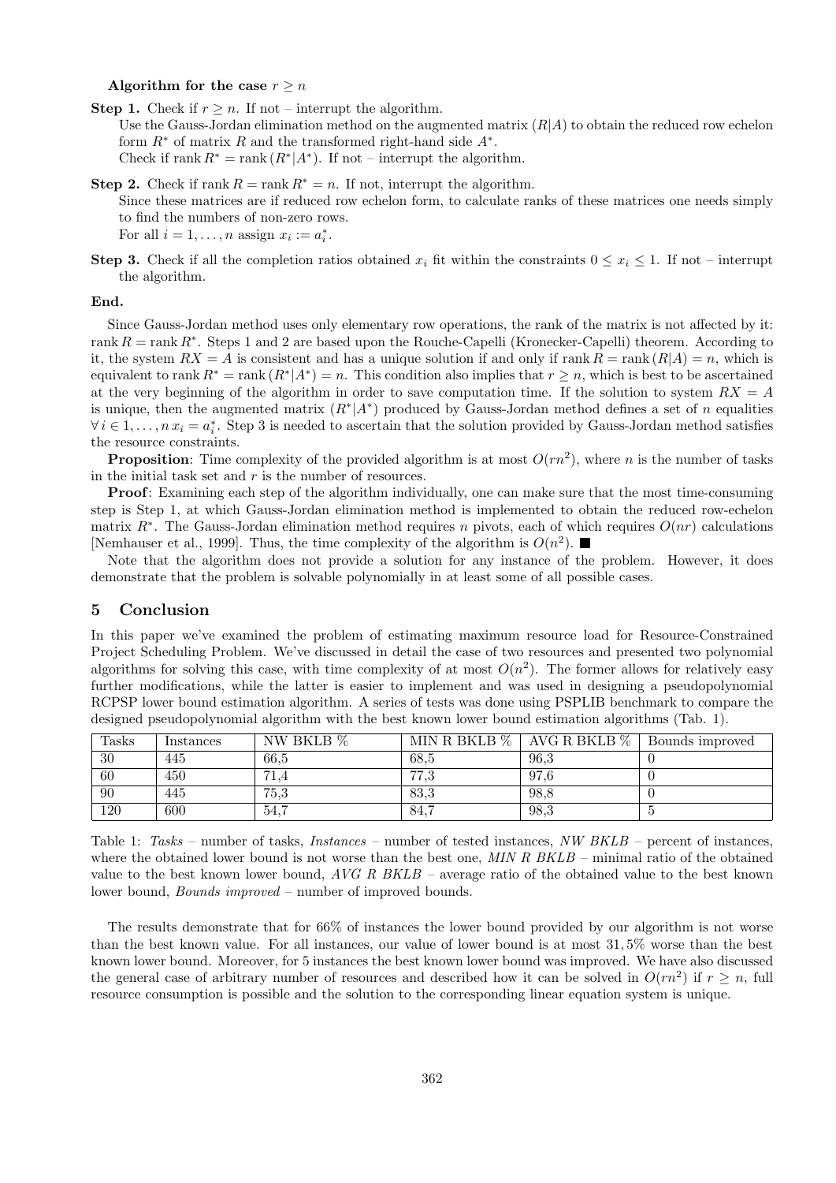**Algorithm for the case $r \geq n$**

**Step 1.** Check if $r \geq n$. If not – interrupt the algorithm.
Use the Gauss-Jordan elimination method on the augmented matrix $(R|A)$ to obtain the reduced row echelon form $R^*$ of matrix $R$ and the transformed right-hand side $A^*$.
Check if $\operatorname{rank} R^* = \operatorname{rank}(R^*|A^*)$. If not – interrupt the algorithm.

**Step 2.** Check if $\operatorname{rank} R = \operatorname{rank} R^* = n$. If not, interrupt the algorithm.
Since these matrices are if reduced row echelon form, to calculate ranks of these matrices one needs simply to find the numbers of non-zero rows.
For all $i = 1, \ldots, n$ assign $x_i := a_i^*$.

**Step 3.** Check if all the completion ratios obtained $x_i$ fit within the constraints $0 \leq x_i \leq 1$. If not – interrupt the algorithm.

**End.**

Since Gauss-Jordan method uses only elementary row operations, the rank of the matrix is not affected by it: $\operatorname{rank} R = \operatorname{rank} R^*$. Steps 1 and 2 are based upon the Rouche-Capelli (Kronecker-Capelli) theorem. According to it, the system $RX = A$ is consistent and has a unique solution if and only if $\operatorname{rank} R = \operatorname{rank}(R|A) = n$, which is equivalent to $\operatorname{rank} R^* = \operatorname{rank}(R^*|A^*) = n$. This condition also implies that $r \geq n$, which is best to be ascertained at the very beginning of the algorithm in order to save computation time. If the solution to system $RX = A$ is unique, then the augmented matrix $(R^*|A^*)$ produced by Gauss-Jordan method defines a set of $n$ equalities $\forall\, i \in 1, \ldots, n\; x_i = a_i^*$. Step 3 is needed to ascertain that the solution provided by Gauss-Jordan method satisfies the resource constraints.

**Proposition**: Time complexity of the provided algorithm is at most $O(rn^2)$, where $n$ is the number of tasks in the initial task set and $r$ is the number of resources.

**Proof**: Examining each step of the algorithm individually, one can make sure that the most time-consuming step is Step 1, at which Gauss-Jordan elimination method is implemented to obtain the reduced row-echelon matrix $R^*$. The Gauss-Jordan elimination method requires $n$ pivots, each of which requires $O(nr)$ calculations [Nemhauser et al., 1999]. Thus, the time complexity of the algorithm is $O(n^2)$. ■

Note that the algorithm does not provide a solution for any instance of the problem. However, it does demonstrate that the problem is solvable polynomially in at least some of all possible cases.

## 5 Conclusion

In this paper we've examined the problem of estimating maximum resource load for Resource-Constrained Project Scheduling Problem. We've discussed in detail the case of two resources and presented two polynomial algorithms for solving this case, with time complexity of at most $O(n^2)$. The former allows for relatively easy further modifications, while the latter is easier to implement and was used in designing a pseudopolynomial RCPSP lower bound estimation algorithm. A series of tests was done using PSPLIB benchmark to compare the designed pseudopolynomial algorithm with the best known lower bound estimation algorithms (Tab. 1).

| Tasks | Instances | NW BKLB % | MIN R BKLB % | AVG R BKLB % | Bounds improved |
|---|---|---|---|---|---|
| 30 | 445 | 66,5 | 68,5 | 96,3 | 0 |
| 60 | 450 | 71,4 | 77,3 | 97,6 | 0 |
| 90 | 445 | 75,3 | 83,3 | 98,8 | 0 |
| 120 | 600 | 54,7 | 84,7 | 98,3 | 5 |

Table 1: *Tasks* – number of tasks, *Instances* – number of tested instances, *NW BKLB* – percent of instances, where the obtained lower bound is not worse than the best one, *MIN R BKLB* – minimal ratio of the obtained value to the best known lower bound, *AVG R BKLB* – average ratio of the obtained value to the best known lower bound, *Bounds improved* – number of improved bounds.

The results demonstrate that for 66% of instances the lower bound provided by our algorithm is not worse than the best known value. For all instances, our value of lower bound is at most 31,5% worse than the best known lower bound. Moreover, for 5 instances the best known lower bound was improved. We have also discussed the general case of arbitrary number of resources and described how it can be solved in $O(rn^2)$ if $r \geq n$, full resource consumption is possible and the solution to the corresponding linear equation system is unique.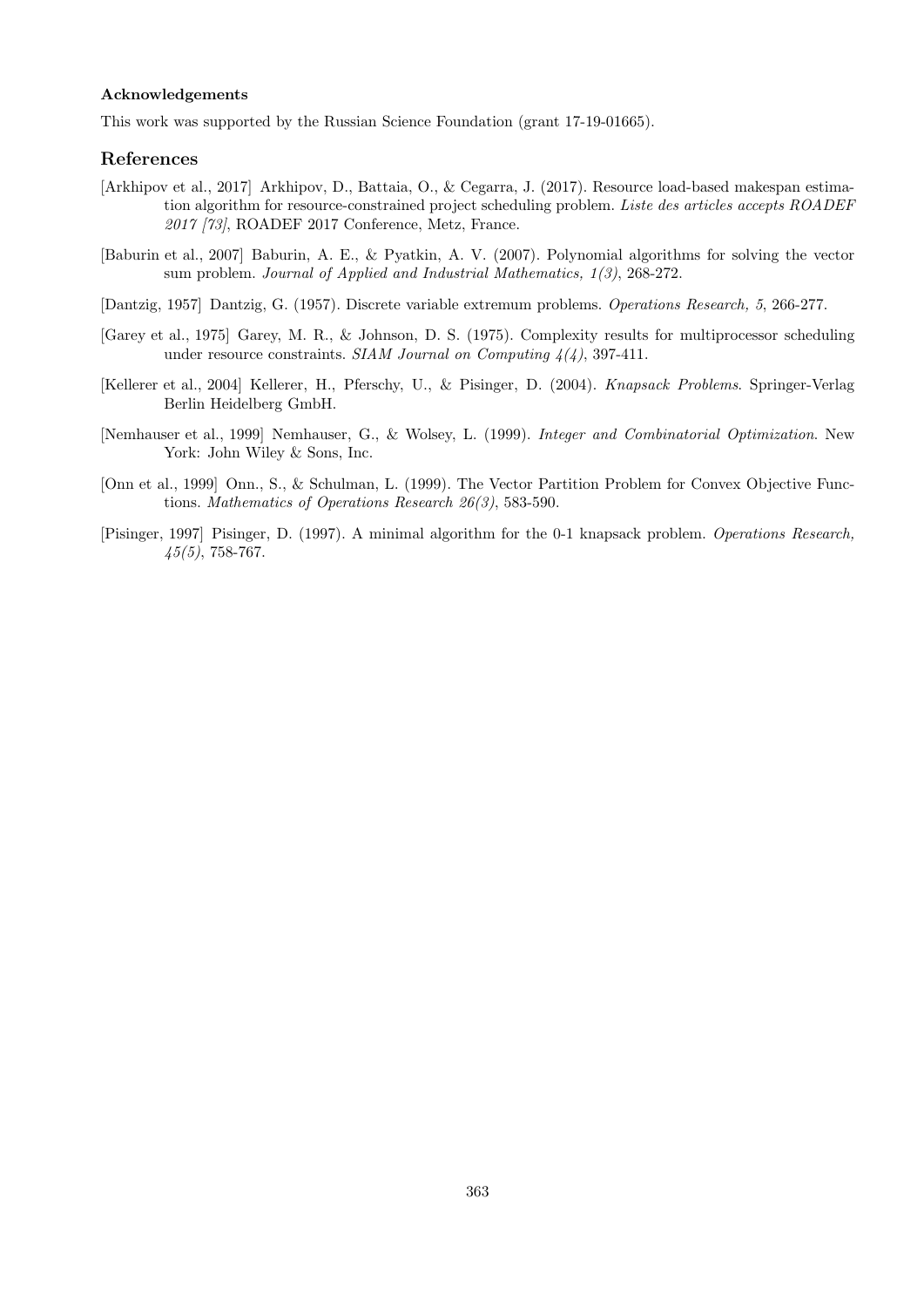**Acknowledgements**

This work was supported by the Russian Science Foundation (grant 17-19-01665).

## References

[Arkhipov et al., 2017] Arkhipov, D., Battaia, O., & Cegarra, J. (2017). Resource load-based makespan estimation algorithm for resource-constrained project scheduling problem. *Liste des articles accepts ROADEF 2017 [73]*, ROADEF 2017 Conference, Metz, France.

[Baburin et al., 2007] Baburin, A. E., & Pyatkin, A. V. (2007). Polynomial algorithms for solving the vector sum problem. *Journal of Applied and Industrial Mathematics, 1(3)*, 268-272.

[Dantzig, 1957] Dantzig, G. (1957). Discrete variable extremum problems. *Operations Research, 5*, 266-277.

[Garey et al., 1975] Garey, M. R., & Johnson, D. S. (1975). Complexity results for multiprocessor scheduling under resource constraints. *SIAM Journal on Computing 4(4)*, 397-411.

[Kellerer et al., 2004] Kellerer, H., Pferschy, U., & Pisinger, D. (2004). *Knapsack Problems*. Springer-Verlag Berlin Heidelberg GmbH.

[Nemhauser et al., 1999] Nemhauser, G., & Wolsey, L. (1999). *Integer and Combinatorial Optimization*. New York: John Wiley & Sons, Inc.

[Onn et al., 1999] Onn., S., & Schulman, L. (1999). The Vector Partition Problem for Convex Objective Functions. *Mathematics of Operations Research 26(3)*, 583-590.

[Pisinger, 1997] Pisinger, D. (1997). A minimal algorithm for the 0-1 knapsack problem. *Operations Research, 45(5)*, 758-767.